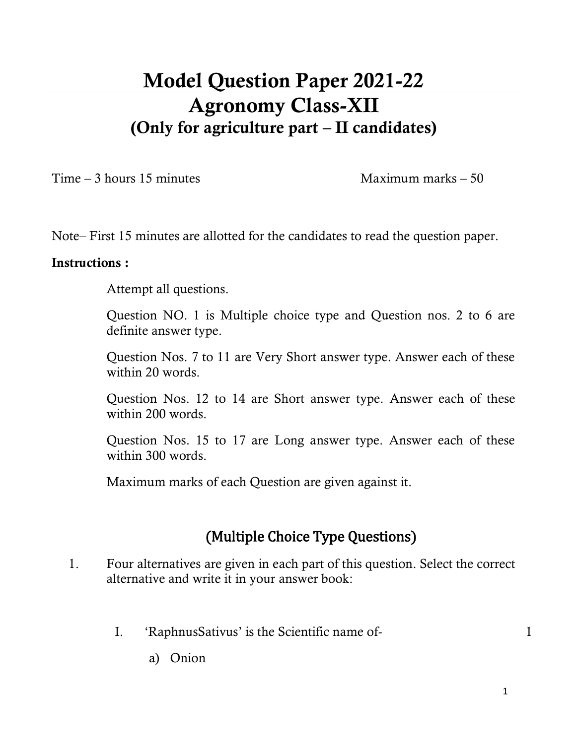# Model Question Paper 2021-22

## Agronomy Class-XII

### (Only for agriculture part – II candidates)

Time – 3 hours 15 minutes                                        Maximum marks – 50

Note– First 15 minutes are allotted for the candidates to read the question paper.

**Instructions :**

Attempt all questions.

Question NO. 1 is Multiple choice type and Question nos. 2 to 6 are definite answer type.

Question Nos. 7 to 11 are Very Short answer type. Answer each of these within 20 words.

Question Nos. 12 to 14 are Short answer type. Answer each of these within 200 words.

Question Nos. 15 to 17 are Long answer type. Answer each of these within 300 words.

Maximum marks of each Question are given against it.

## (Multiple Choice Type Questions)

1. Four alternatives are given in each part of this question. Select the correct alternative and write it in your answer book:

   I. 'RaphnusSativus' is the Scientific name of- 1

      a) Onion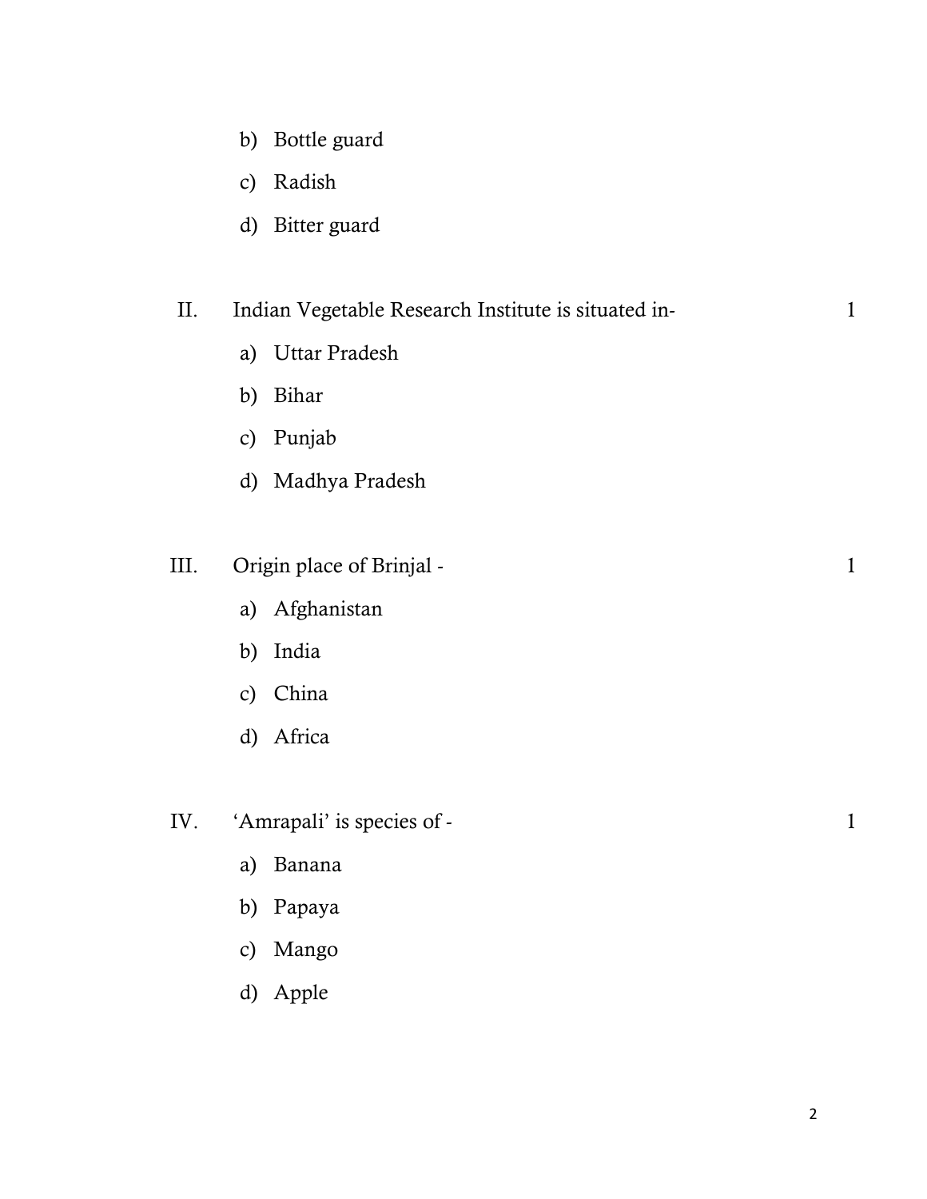b) Bottle guard

c) Radish

d) Bitter guard

II. Indian Vegetable Research Institute is situated in- 1

a) Uttar Pradesh

b) Bihar

c) Punjab

d) Madhya Pradesh

III. Origin place of Brinjal - 1

a) Afghanistan

b) India

c) China

d) Africa

IV. 'Amrapali' is species of - 1

a) Banana

b) Papaya

c) Mango

d) Apple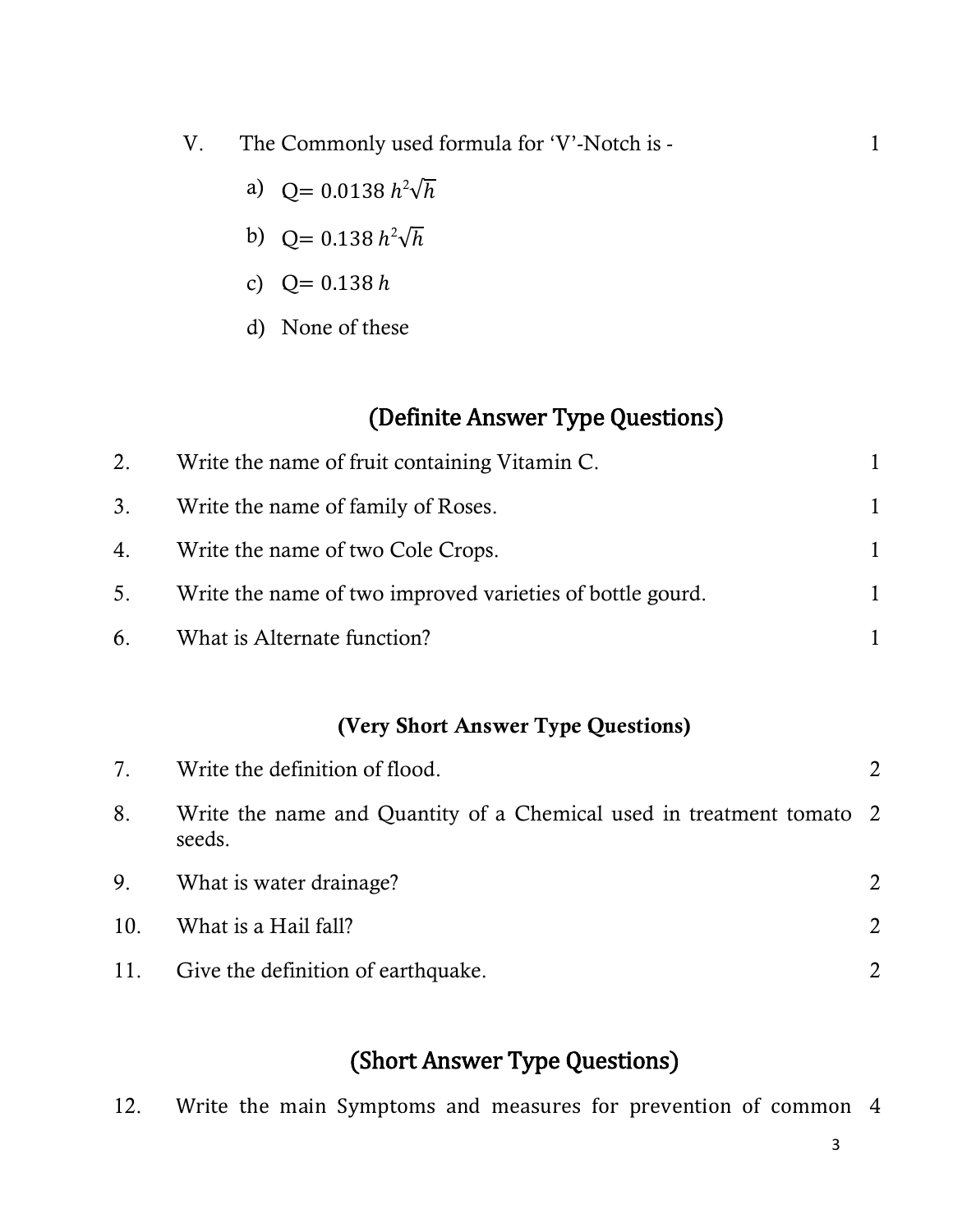V. The Commonly used formula for 'V'-Notch is - 1

a) Q= $0.0138\, h^2\sqrt{h}$

b) Q= $0.138\, h^2\sqrt{h}$

c) Q= $0.138\, h$

d) None of these

## (Definite Answer Type Questions)

2. Write the name of fruit containing Vitamin C. 1

3. Write the name of family of Roses. 1

4. Write the name of two Cole Crops. 1

5. Write the name of two improved varieties of bottle gourd. 1

6. What is Alternate function? 1

### (Very Short Answer Type Questions)

7. Write the definition of flood. 2

8. Write the name and Quantity of a Chemical used in treatment tomato seeds. 2

9. What is water drainage? 2

10. What is a Hail fall? 2

11. Give the definition of earthquake. 2

## (Short Answer Type Questions)

12. Write the main Symptoms and measures for prevention of common 4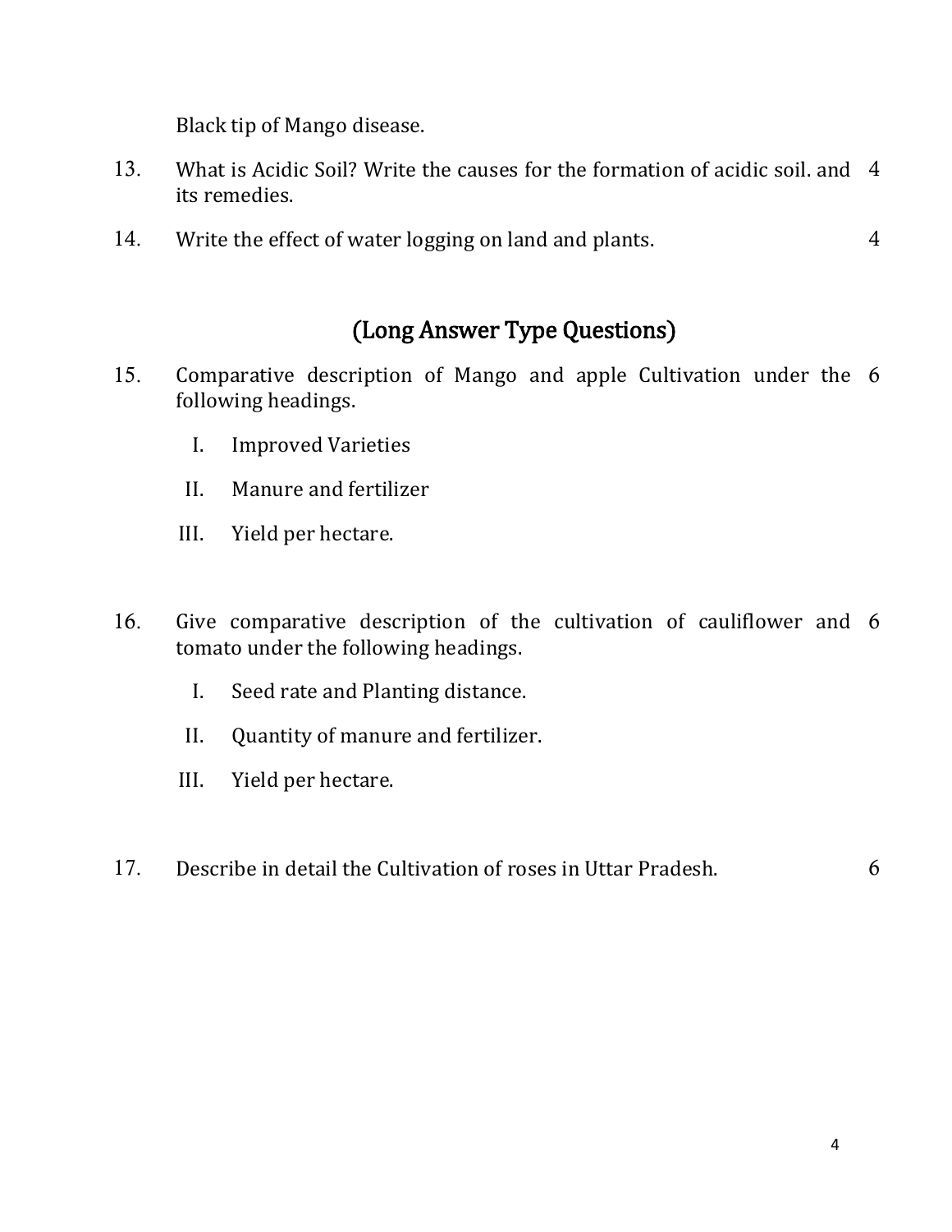Black tip of Mango disease.

13. What is Acidic Soil? Write the causes for the formation of acidic soil. and its remedies. 4

14. Write the effect of water logging on land and plants. 4

## (Long Answer Type Questions)

15. Comparative description of Mango and apple Cultivation under the following headings. 6

    I. Improved Varieties

    II. Manure and fertilizer

    III. Yield per hectare.

16. Give comparative description of the cultivation of cauliflower and tomato under the following headings. 6

    I. Seed rate and Planting distance.

    II. Quantity of manure and fertilizer.

    III. Yield per hectare.

17. Describe in detail the Cultivation of roses in Uttar Pradesh. 6